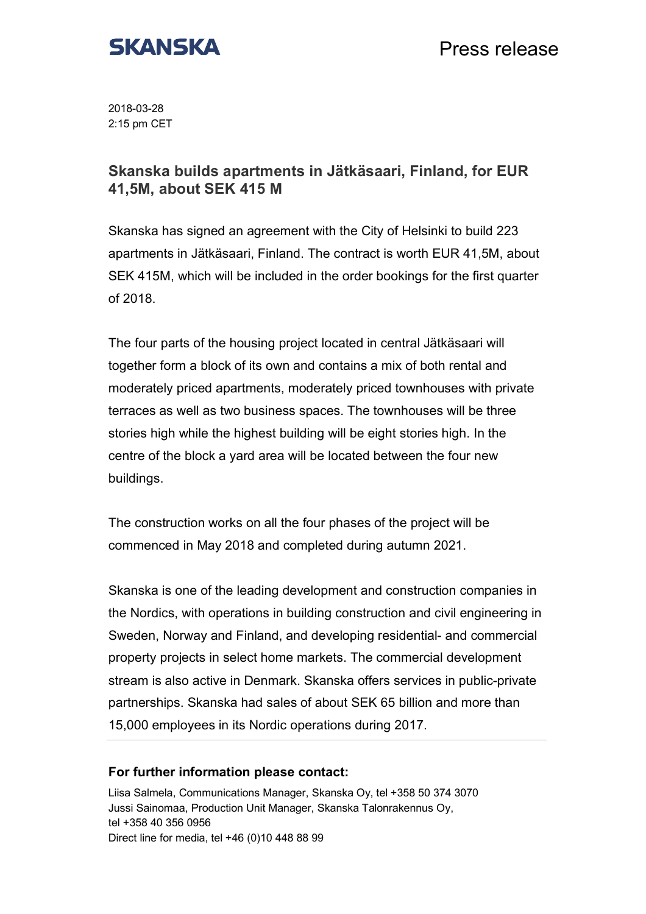SKANSKA

Press release

2018-03-28
2:15 pm CET

## Skanska builds apartments in Jätkäsaari, Finland, for EUR 41,5M, about SEK 415 M

Skanska has signed an agreement with the City of Helsinki to build 223 apartments in Jätkäsaari, Finland. The contract is worth EUR 41,5M, about SEK 415M, which will be included in the order bookings for the first quarter of 2018.

The four parts of the housing project located in central Jätkäsaari will together form a block of its own and contains a mix of both rental and moderately priced apartments, moderately priced townhouses with private terraces as well as two business spaces. The townhouses will be three stories high while the highest building will be eight stories high. In the centre of the block a yard area will be located between the four new buildings.

The construction works on all the four phases of the project will be commenced in May 2018 and completed during autumn 2021.

Skanska is one of the leading development and construction companies in the Nordics, with operations in building construction and civil engineering in Sweden, Norway and Finland, and developing residential- and commercial property projects in select home markets. The commercial development stream is also active in Denmark. Skanska offers services in public-private partnerships. Skanska had sales of about SEK 65 billion and more than 15,000 employees in its Nordic operations during 2017.

---

**For further information please contact:**

Liisa Salmela, Communications Manager, Skanska Oy, tel +358 50 374 3070
Jussi Sainomaa, Production Unit Manager, Skanska Talonrakennus Oy, tel +358 40 356 0956
Direct line for media, tel +46 (0)10 448 88 99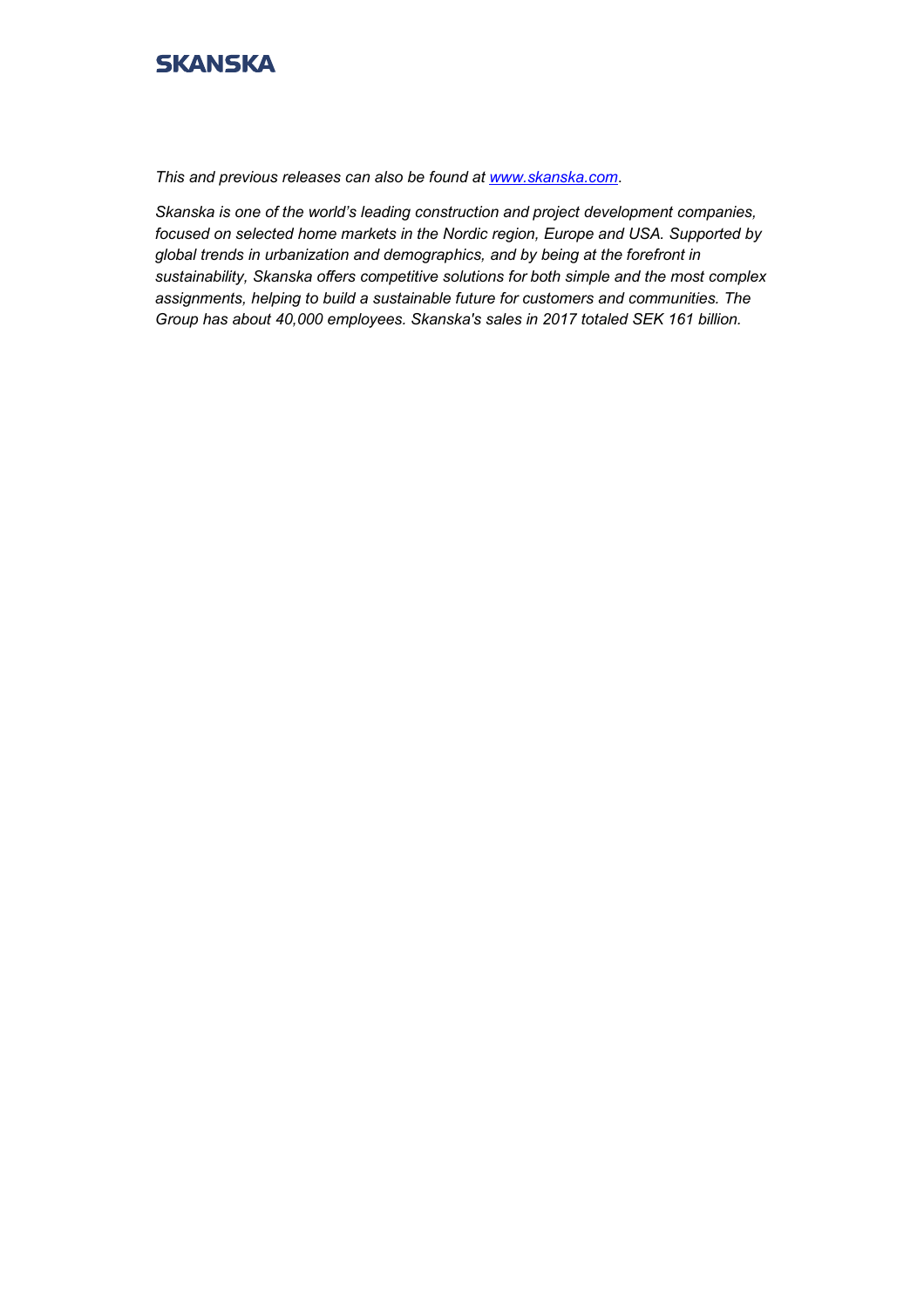*This and previous releases can also be found at [www.skanska.com](www.skanska.com).*

*Skanska is one of the world's leading construction and project development companies, focused on selected home markets in the Nordic region, Europe and USA. Supported by global trends in urbanization and demographics, and by being at the forefront in sustainability, Skanska offers competitive solutions for both simple and the most complex assignments, helping to build a sustainable future for customers and communities. The Group has about 40,000 employees. Skanska's sales in 2017 totaled SEK 161 billion.*